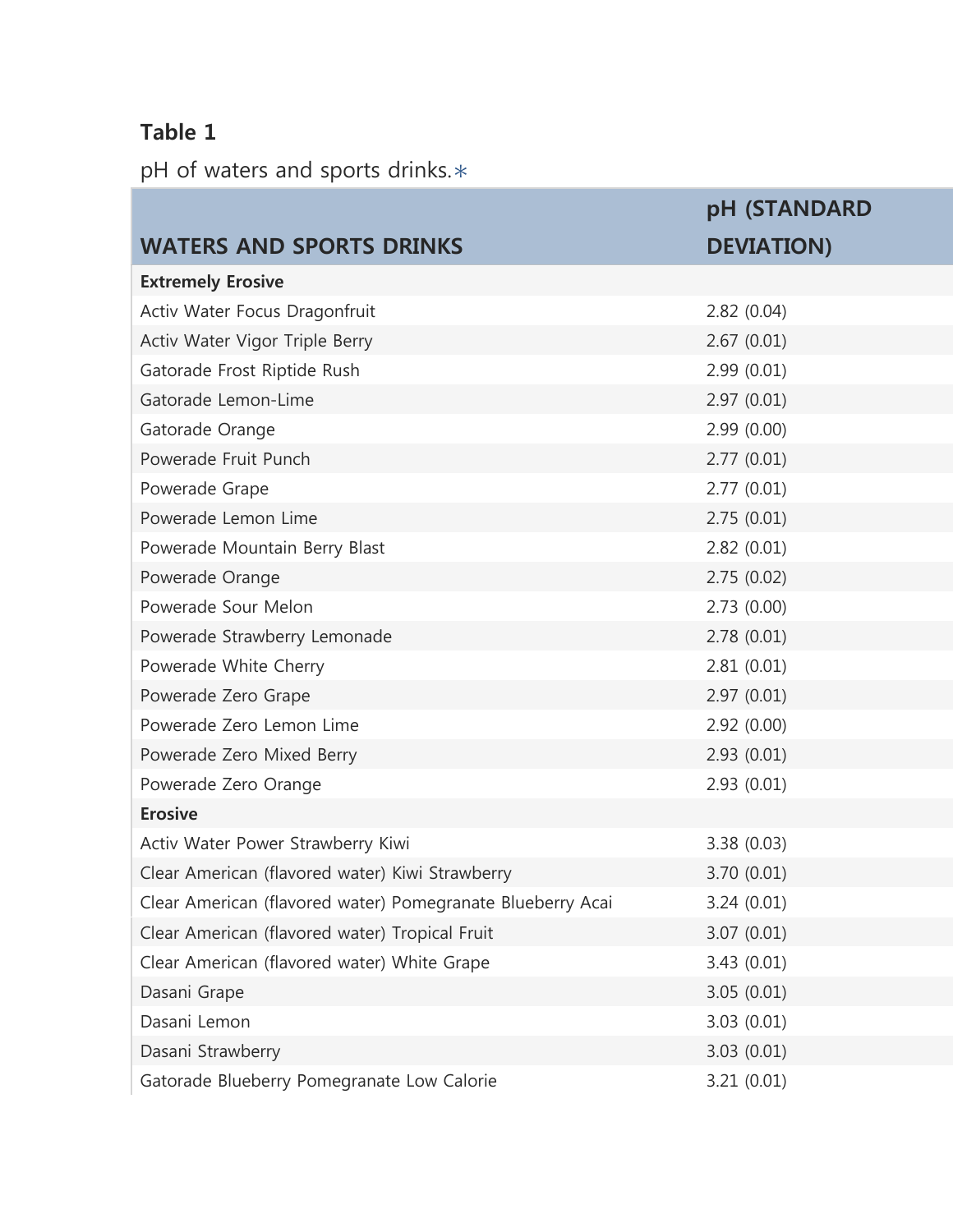**Table 1**

pH of waters and sports drinks.*

| WATERS AND SPORTS DRINKS | pH (STANDARD DEVIATION) |
|---|---|
| **Extremely Erosive** | |
| Activ Water Focus Dragonfruit | 2.82 (0.04) |
| Activ Water Vigor Triple Berry | 2.67 (0.01) |
| Gatorade Frost Riptide Rush | 2.99 (0.01) |
| Gatorade Lemon-Lime | 2.97 (0.01) |
| Gatorade Orange | 2.99 (0.00) |
| Powerade Fruit Punch | 2.77 (0.01) |
| Powerade Grape | 2.77 (0.01) |
| Powerade Lemon Lime | 2.75 (0.01) |
| Powerade Mountain Berry Blast | 2.82 (0.01) |
| Powerade Orange | 2.75 (0.02) |
| Powerade Sour Melon | 2.73 (0.00) |
| Powerade Strawberry Lemonade | 2.78 (0.01) |
| Powerade White Cherry | 2.81 (0.01) |
| Powerade Zero Grape | 2.97 (0.01) |
| Powerade Zero Lemon Lime | 2.92 (0.00) |
| Powerade Zero Mixed Berry | 2.93 (0.01) |
| Powerade Zero Orange | 2.93 (0.01) |
| **Erosive** | |
| Activ Water Power Strawberry Kiwi | 3.38 (0.03) |
| Clear American (flavored water) Kiwi Strawberry | 3.70 (0.01) |
| Clear American (flavored water) Pomegranate Blueberry Acai | 3.24 (0.01) |
| Clear American (flavored water) Tropical Fruit | 3.07 (0.01) |
| Clear American (flavored water) White Grape | 3.43 (0.01) |
| Dasani Grape | 3.05 (0.01) |
| Dasani Lemon | 3.03 (0.01) |
| Dasani Strawberry | 3.03 (0.01) |
| Gatorade Blueberry Pomegranate Low Calorie | 3.21 (0.01) |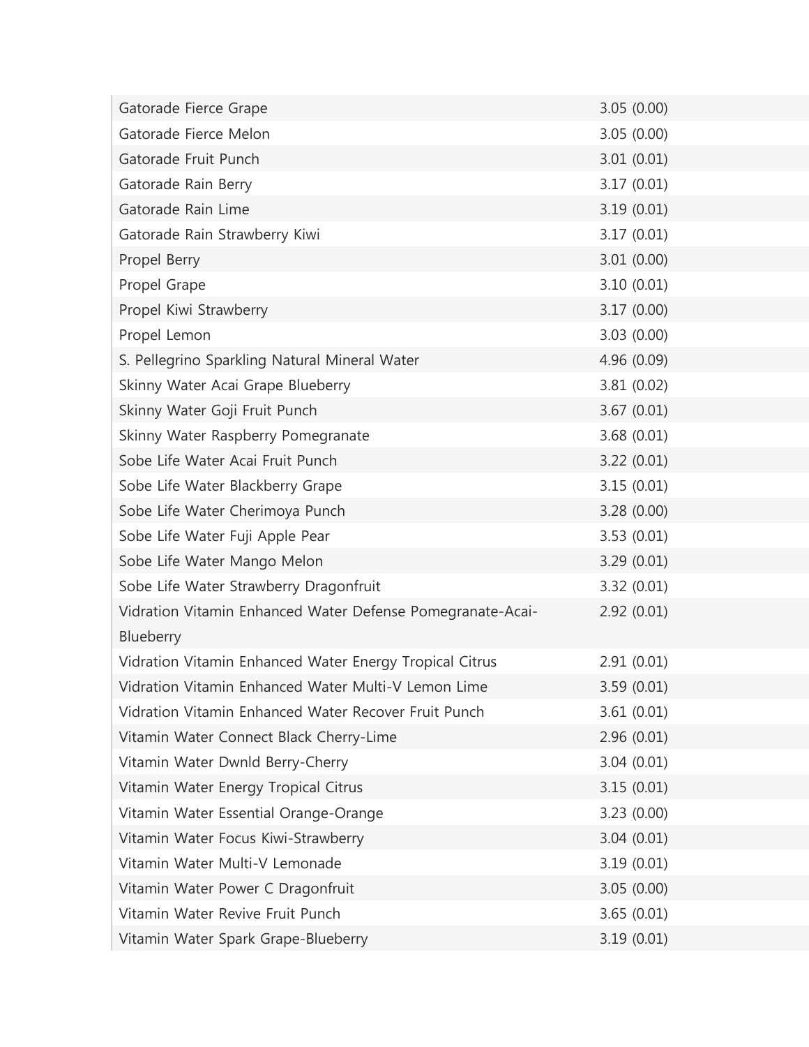| | |
|---|---|
| Gatorade Fierce Grape | 3.05 (0.00) |
| Gatorade Fierce Melon | 3.05 (0.00) |
| Gatorade Fruit Punch | 3.01 (0.01) |
| Gatorade Rain Berry | 3.17 (0.01) |
| Gatorade Rain Lime | 3.19 (0.01) |
| Gatorade Rain Strawberry Kiwi | 3.17 (0.01) |
| Propel Berry | 3.01 (0.00) |
| Propel Grape | 3.10 (0.01) |
| Propel Kiwi Strawberry | 3.17 (0.00) |
| Propel Lemon | 3.03 (0.00) |
| S. Pellegrino Sparkling Natural Mineral Water | 4.96 (0.09) |
| Skinny Water Acai Grape Blueberry | 3.81 (0.02) |
| Skinny Water Goji Fruit Punch | 3.67 (0.01) |
| Skinny Water Raspberry Pomegranate | 3.68 (0.01) |
| Sobe Life Water Acai Fruit Punch | 3.22 (0.01) |
| Sobe Life Water Blackberry Grape | 3.15 (0.01) |
| Sobe Life Water Cherimoya Punch | 3.28 (0.00) |
| Sobe Life Water Fuji Apple Pear | 3.53 (0.01) |
| Sobe Life Water Mango Melon | 3.29 (0.01) |
| Sobe Life Water Strawberry Dragonfruit | 3.32 (0.01) |
| Vidration Vitamin Enhanced Water Defense Pomegranate-Acai-Blueberry | 2.92 (0.01) |
| Vidration Vitamin Enhanced Water Energy Tropical Citrus | 2.91 (0.01) |
| Vidration Vitamin Enhanced Water Multi-V Lemon Lime | 3.59 (0.01) |
| Vidration Vitamin Enhanced Water Recover Fruit Punch | 3.61 (0.01) |
| Vitamin Water Connect Black Cherry-Lime | 2.96 (0.01) |
| Vitamin Water Dwnld Berry-Cherry | 3.04 (0.01) |
| Vitamin Water Energy Tropical Citrus | 3.15 (0.01) |
| Vitamin Water Essential Orange-Orange | 3.23 (0.00) |
| Vitamin Water Focus Kiwi-Strawberry | 3.04 (0.01) |
| Vitamin Water Multi-V Lemonade | 3.19 (0.01) |
| Vitamin Water Power C Dragonfruit | 3.05 (0.00) |
| Vitamin Water Revive Fruit Punch | 3.65 (0.01) |
| Vitamin Water Spark Grape-Blueberry | 3.19 (0.01) |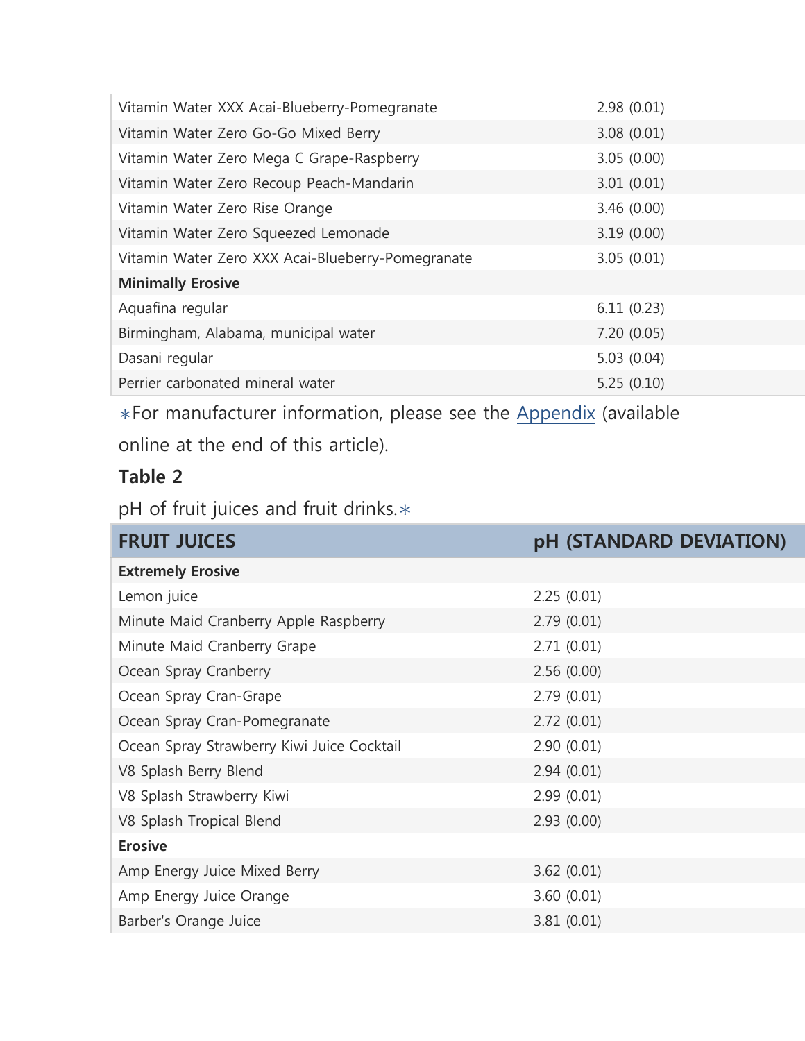| | |
|---|---|
| Vitamin Water XXX Acai-Blueberry-Pomegranate | 2.98 (0.01) |
| Vitamin Water Zero Go-Go Mixed Berry | 3.08 (0.01) |
| Vitamin Water Zero Mega C Grape-Raspberry | 3.05 (0.00) |
| Vitamin Water Zero Recoup Peach-Mandarin | 3.01 (0.01) |
| Vitamin Water Zero Rise Orange | 3.46 (0.00) |
| Vitamin Water Zero Squeezed Lemonade | 3.19 (0.00) |
| Vitamin Water Zero XXX Acai-Blueberry-Pomegranate | 3.05 (0.01) |
| **Minimally Erosive** | |
| Aquafina regular | 6.11 (0.23) |
| Birmingham, Alabama, municipal water | 7.20 (0.05) |
| Dasani regular | 5.03 (0.04) |
| Perrier carbonated mineral water | 5.25 (0.10) |

∗For manufacturer information, please see the Appendix (available online at the end of this article).

**Table 2**

pH of fruit juices and fruit drinks.∗

| FRUIT JUICES | pH (STANDARD DEVIATION) |
|---|---|
| **Extremely Erosive** | |
| Lemon juice | 2.25 (0.01) |
| Minute Maid Cranberry Apple Raspberry | 2.79 (0.01) |
| Minute Maid Cranberry Grape | 2.71 (0.01) |
| Ocean Spray Cranberry | 2.56 (0.00) |
| Ocean Spray Cran-Grape | 2.79 (0.01) |
| Ocean Spray Cran-Pomegranate | 2.72 (0.01) |
| Ocean Spray Strawberry Kiwi Juice Cocktail | 2.90 (0.01) |
| V8 Splash Berry Blend | 2.94 (0.01) |
| V8 Splash Strawberry Kiwi | 2.99 (0.01) |
| V8 Splash Tropical Blend | 2.93 (0.00) |
| **Erosive** | |
| Amp Energy Juice Mixed Berry | 3.62 (0.01) |
| Amp Energy Juice Orange | 3.60 (0.01) |
| Barber's Orange Juice | 3.81 (0.01) |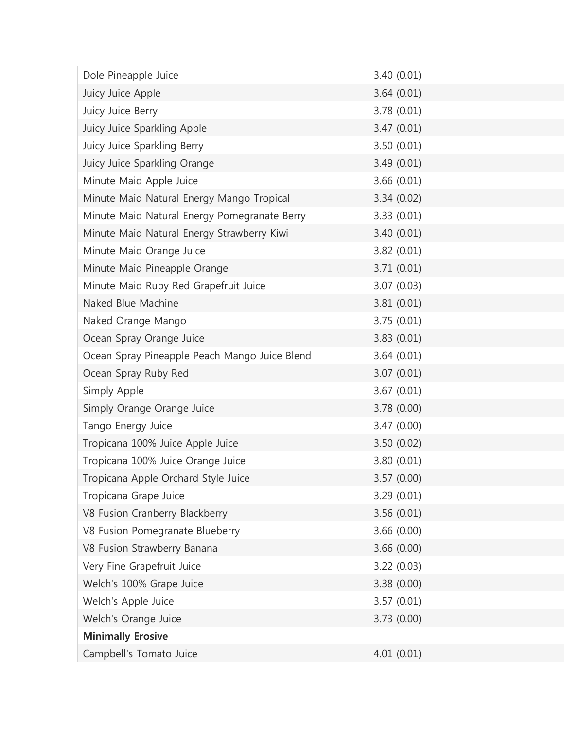| | |
|---|---|
| Dole Pineapple Juice | 3.40 (0.01) |
| Juicy Juice Apple | 3.64 (0.01) |
| Juicy Juice Berry | 3.78 (0.01) |
| Juicy Juice Sparkling Apple | 3.47 (0.01) |
| Juicy Juice Sparkling Berry | 3.50 (0.01) |
| Juicy Juice Sparkling Orange | 3.49 (0.01) |
| Minute Maid Apple Juice | 3.66 (0.01) |
| Minute Maid Natural Energy Mango Tropical | 3.34 (0.02) |
| Minute Maid Natural Energy Pomegranate Berry | 3.33 (0.01) |
| Minute Maid Natural Energy Strawberry Kiwi | 3.40 (0.01) |
| Minute Maid Orange Juice | 3.82 (0.01) |
| Minute Maid Pineapple Orange | 3.71 (0.01) |
| Minute Maid Ruby Red Grapefruit Juice | 3.07 (0.03) |
| Naked Blue Machine | 3.81 (0.01) |
| Naked Orange Mango | 3.75 (0.01) |
| Ocean Spray Orange Juice | 3.83 (0.01) |
| Ocean Spray Pineapple Peach Mango Juice Blend | 3.64 (0.01) |
| Ocean Spray Ruby Red | 3.07 (0.01) |
| Simply Apple | 3.67 (0.01) |
| Simply Orange Orange Juice | 3.78 (0.00) |
| Tango Energy Juice | 3.47 (0.00) |
| Tropicana 100% Juice Apple Juice | 3.50 (0.02) |
| Tropicana 100% Juice Orange Juice | 3.80 (0.01) |
| Tropicana Apple Orchard Style Juice | 3.57 (0.00) |
| Tropicana Grape Juice | 3.29 (0.01) |
| V8 Fusion Cranberry Blackberry | 3.56 (0.01) |
| V8 Fusion Pomegranate Blueberry | 3.66 (0.00) |
| V8 Fusion Strawberry Banana | 3.66 (0.00) |
| Very Fine Grapefruit Juice | 3.22 (0.03) |
| Welch's 100% Grape Juice | 3.38 (0.00) |
| Welch's Apple Juice | 3.57 (0.01) |
| Welch's Orange Juice | 3.73 (0.00) |
| **Minimally Erosive** | |
| Campbell's Tomato Juice | 4.01 (0.01) |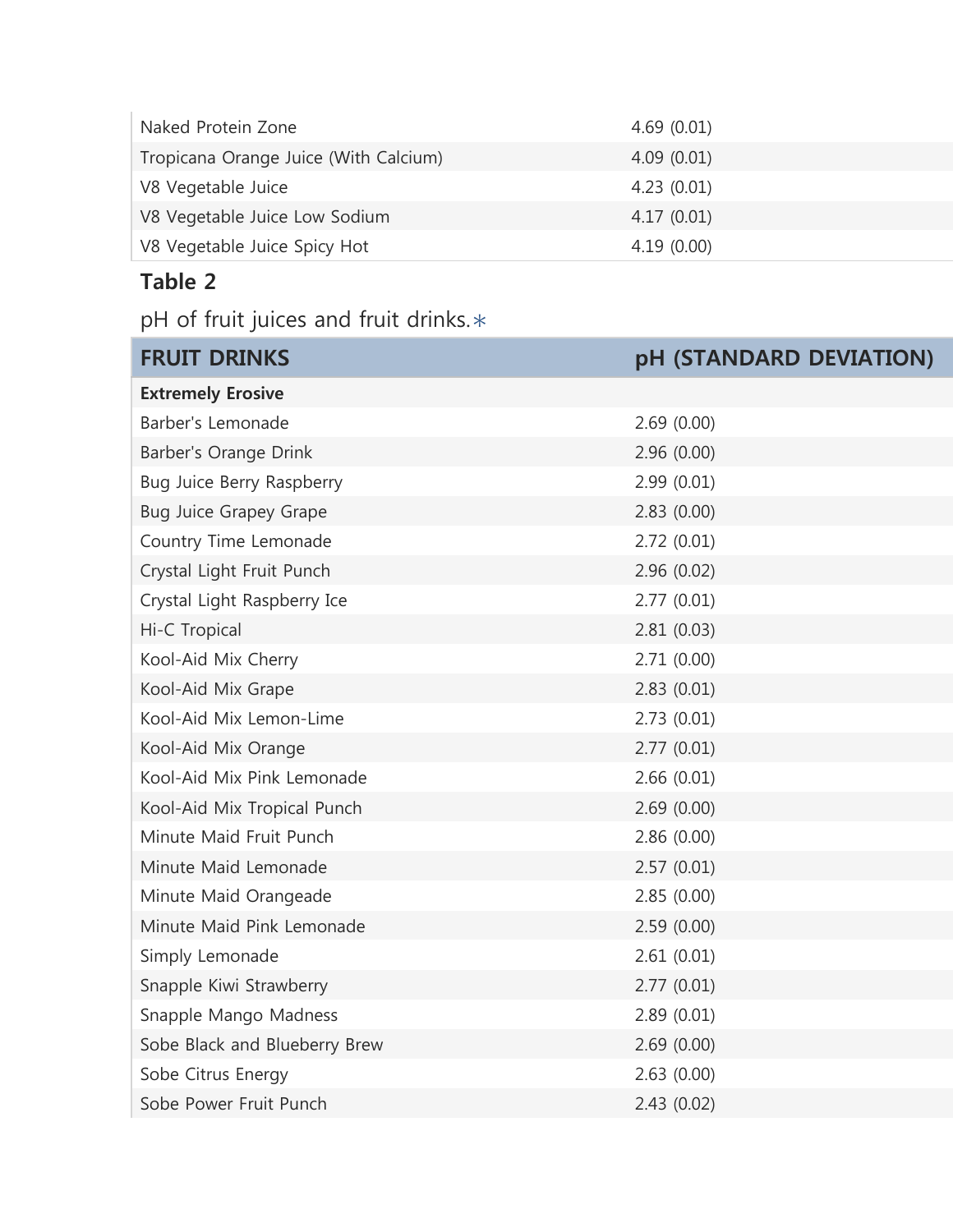| | |
|---|---|
| Naked Protein Zone | 4.69 (0.01) |
| Tropicana Orange Juice (With Calcium) | 4.09 (0.01) |
| V8 Vegetable Juice | 4.23 (0.01) |
| V8 Vegetable Juice Low Sodium | 4.17 (0.01) |
| V8 Vegetable Juice Spicy Hot | 4.19 (0.00) |

**Table 2**

pH of fruit juices and fruit drinks.*

| FRUIT DRINKS | pH (STANDARD DEVIATION) |
|---|---|
| **Extremely Erosive** | |
| Barber's Lemonade | 2.69 (0.00) |
| Barber's Orange Drink | 2.96 (0.00) |
| Bug Juice Berry Raspberry | 2.99 (0.01) |
| Bug Juice Grapey Grape | 2.83 (0.00) |
| Country Time Lemonade | 2.72 (0.01) |
| Crystal Light Fruit Punch | 2.96 (0.02) |
| Crystal Light Raspberry Ice | 2.77 (0.01) |
| Hi-C Tropical | 2.81 (0.03) |
| Kool-Aid Mix Cherry | 2.71 (0.00) |
| Kool-Aid Mix Grape | 2.83 (0.01) |
| Kool-Aid Mix Lemon-Lime | 2.73 (0.01) |
| Kool-Aid Mix Orange | 2.77 (0.01) |
| Kool-Aid Mix Pink Lemonade | 2.66 (0.01) |
| Kool-Aid Mix Tropical Punch | 2.69 (0.00) |
| Minute Maid Fruit Punch | 2.86 (0.00) |
| Minute Maid Lemonade | 2.57 (0.01) |
| Minute Maid Orangeade | 2.85 (0.00) |
| Minute Maid Pink Lemonade | 2.59 (0.00) |
| Simply Lemonade | 2.61 (0.01) |
| Snapple Kiwi Strawberry | 2.77 (0.01) |
| Snapple Mango Madness | 2.89 (0.01) |
| Sobe Black and Blueberry Brew | 2.69 (0.00) |
| Sobe Citrus Energy | 2.63 (0.00) |
| Sobe Power Fruit Punch | 2.43 (0.02) |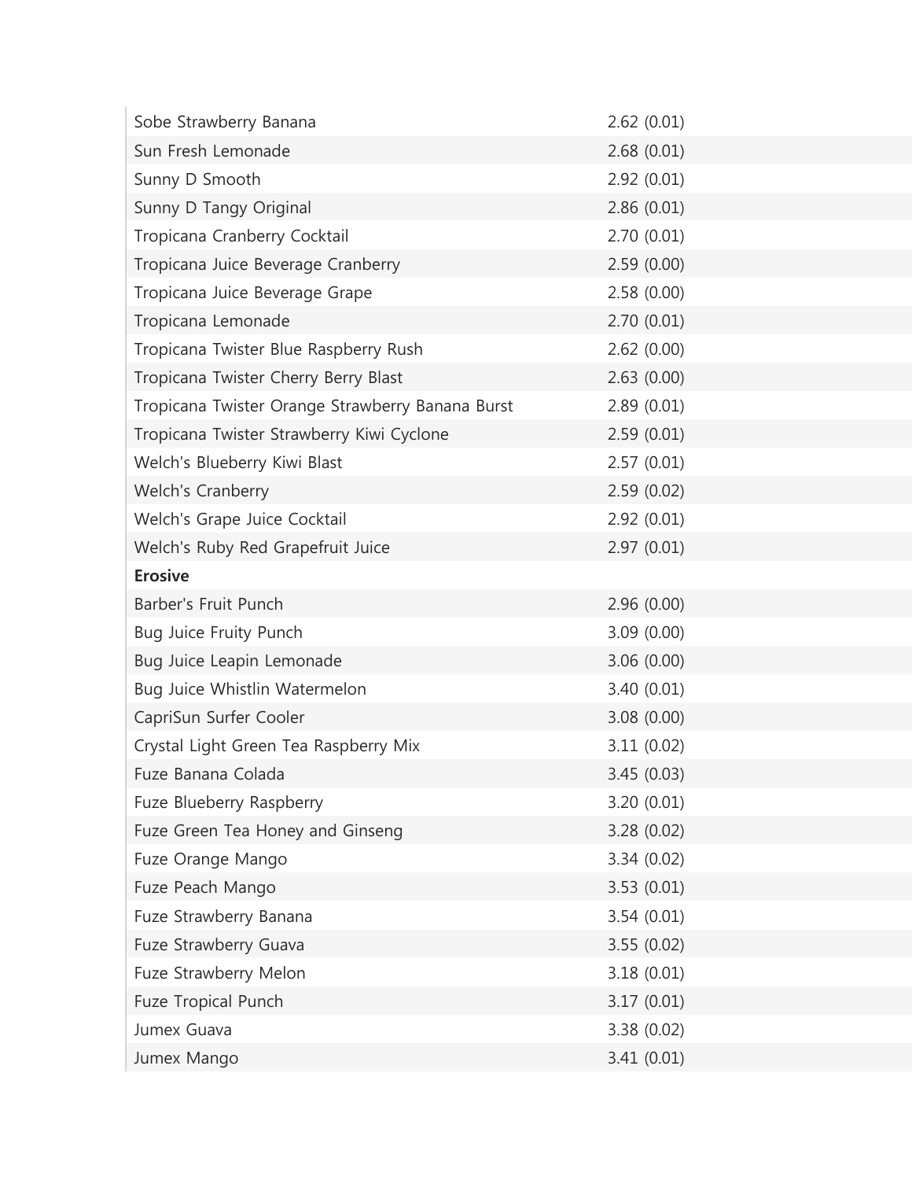| | |
|---|---|
| Sobe Strawberry Banana | 2.62 (0.01) |
| Sun Fresh Lemonade | 2.68 (0.01) |
| Sunny D Smooth | 2.92 (0.01) |
| Sunny D Tangy Original | 2.86 (0.01) |
| Tropicana Cranberry Cocktail | 2.70 (0.01) |
| Tropicana Juice Beverage Cranberry | 2.59 (0.00) |
| Tropicana Juice Beverage Grape | 2.58 (0.00) |
| Tropicana Lemonade | 2.70 (0.01) |
| Tropicana Twister Blue Raspberry Rush | 2.62 (0.00) |
| Tropicana Twister Cherry Berry Blast | 2.63 (0.00) |
| Tropicana Twister Orange Strawberry Banana Burst | 2.89 (0.01) |
| Tropicana Twister Strawberry Kiwi Cyclone | 2.59 (0.01) |
| Welch's Blueberry Kiwi Blast | 2.57 (0.01) |
| Welch's Cranberry | 2.59 (0.02) |
| Welch's Grape Juice Cocktail | 2.92 (0.01) |
| Welch's Ruby Red Grapefruit Juice | 2.97 (0.01) |
| **Erosive** | |
| Barber's Fruit Punch | 2.96 (0.00) |
| Bug Juice Fruity Punch | 3.09 (0.00) |
| Bug Juice Leapin Lemonade | 3.06 (0.00) |
| Bug Juice Whistlin Watermelon | 3.40 (0.01) |
| CapriSun Surfer Cooler | 3.08 (0.00) |
| Crystal Light Green Tea Raspberry Mix | 3.11 (0.02) |
| Fuze Banana Colada | 3.45 (0.03) |
| Fuze Blueberry Raspberry | 3.20 (0.01) |
| Fuze Green Tea Honey and Ginseng | 3.28 (0.02) |
| Fuze Orange Mango | 3.34 (0.02) |
| Fuze Peach Mango | 3.53 (0.01) |
| Fuze Strawberry Banana | 3.54 (0.01) |
| Fuze Strawberry Guava | 3.55 (0.02) |
| Fuze Strawberry Melon | 3.18 (0.01) |
| Fuze Tropical Punch | 3.17 (0.01) |
| Jumex Guava | 3.38 (0.02) |
| Jumex Mango | 3.41 (0.01) |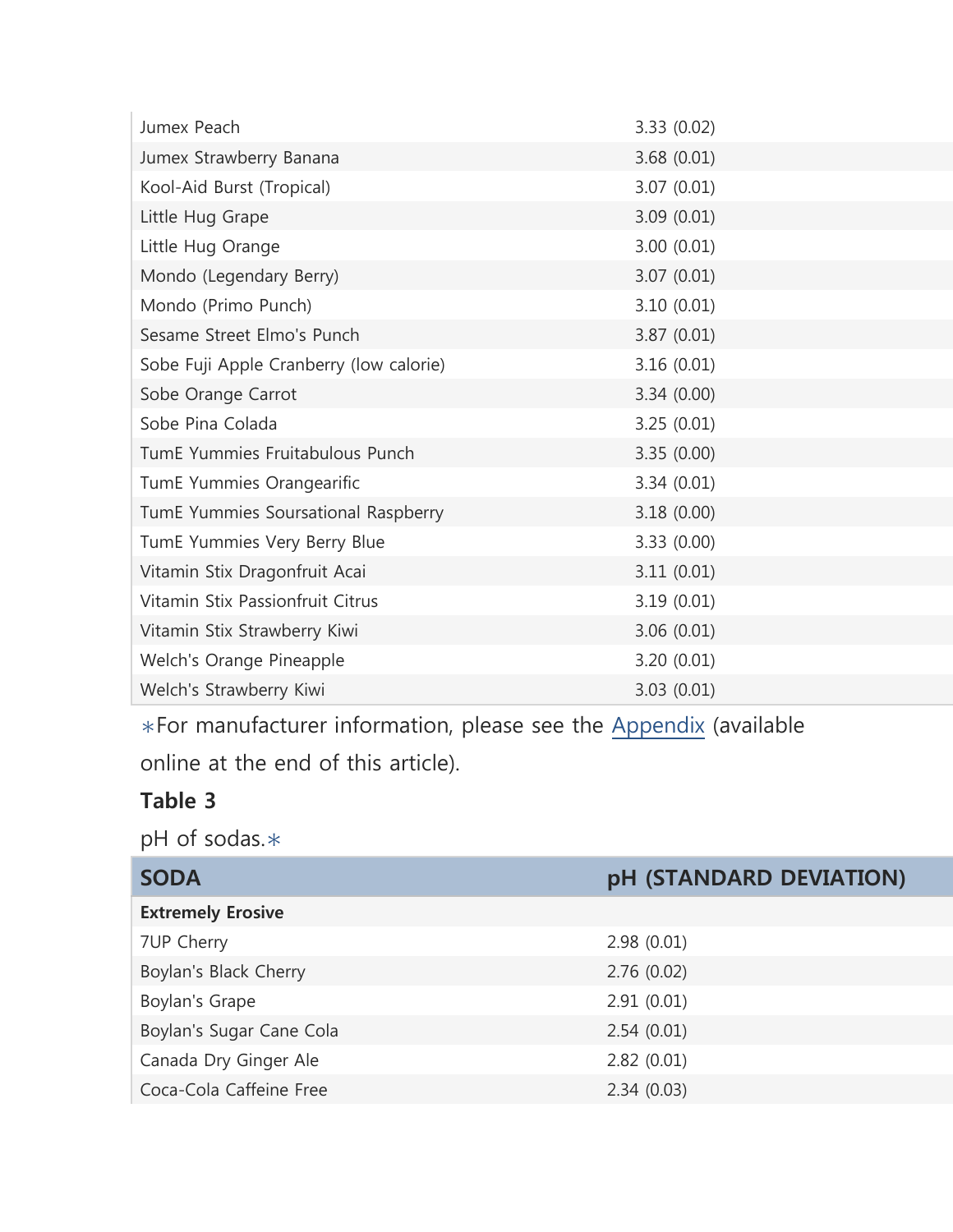| | |
|---|---|
| Jumex Peach | 3.33 (0.02) |
| Jumex Strawberry Banana | 3.68 (0.01) |
| Kool-Aid Burst (Tropical) | 3.07 (0.01) |
| Little Hug Grape | 3.09 (0.01) |
| Little Hug Orange | 3.00 (0.01) |
| Mondo (Legendary Berry) | 3.07 (0.01) |
| Mondo (Primo Punch) | 3.10 (0.01) |
| Sesame Street Elmo's Punch | 3.87 (0.01) |
| Sobe Fuji Apple Cranberry (low calorie) | 3.16 (0.01) |
| Sobe Orange Carrot | 3.34 (0.00) |
| Sobe Pina Colada | 3.25 (0.01) |
| TumE Yummies Fruitabulous Punch | 3.35 (0.00) |
| TumE Yummies Orangearific | 3.34 (0.01) |
| TumE Yummies Soursational Raspberry | 3.18 (0.00) |
| TumE Yummies Very Berry Blue | 3.33 (0.00) |
| Vitamin Stix Dragonfruit Acai | 3.11 (0.01) |
| Vitamin Stix Passionfruit Citrus | 3.19 (0.01) |
| Vitamin Stix Strawberry Kiwi | 3.06 (0.01) |
| Welch's Orange Pineapple | 3.20 (0.01) |
| Welch's Strawberry Kiwi | 3.03 (0.01) |

∗For manufacturer information, please see the Appendix (available online at the end of this article).

**Table 3**

pH of sodas.∗

| SODA | pH (STANDARD DEVIATION) |
|---|---|
| **Extremely Erosive** | |
| 7UP Cherry | 2.98 (0.01) |
| Boylan's Black Cherry | 2.76 (0.02) |
| Boylan's Grape | 2.91 (0.01) |
| Boylan's Sugar Cane Cola | 2.54 (0.01) |
| Canada Dry Ginger Ale | 2.82 (0.01) |
| Coca-Cola Caffeine Free | 2.34 (0.03) |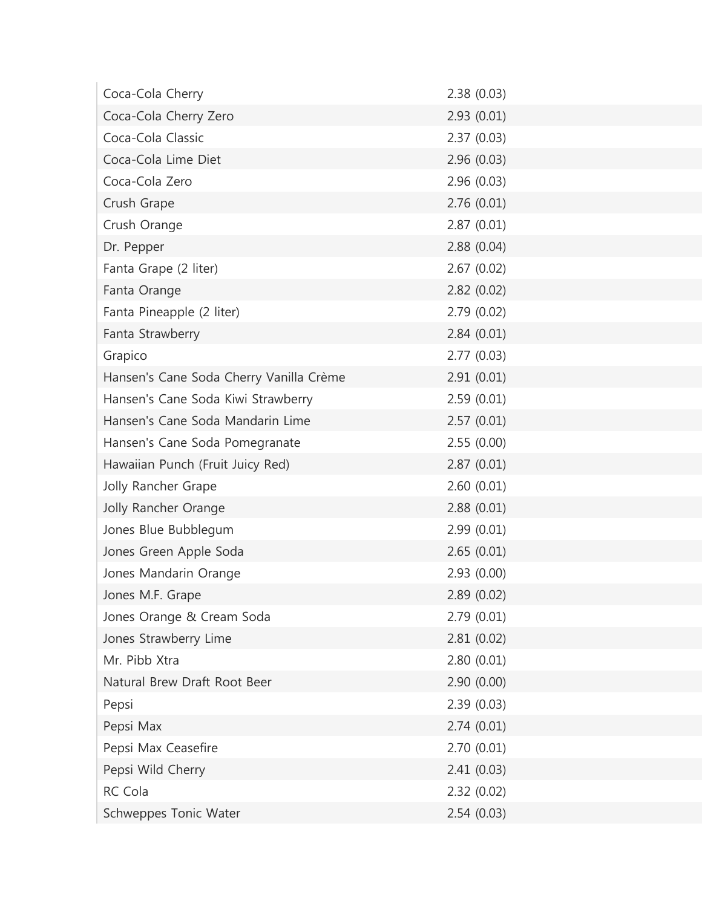| | |
|---|---|
| Coca-Cola Cherry | 2.38 (0.03) |
| Coca-Cola Cherry Zero | 2.93 (0.01) |
| Coca-Cola Classic | 2.37 (0.03) |
| Coca-Cola Lime Diet | 2.96 (0.03) |
| Coca-Cola Zero | 2.96 (0.03) |
| Crush Grape | 2.76 (0.01) |
| Crush Orange | 2.87 (0.01) |
| Dr. Pepper | 2.88 (0.04) |
| Fanta Grape (2 liter) | 2.67 (0.02) |
| Fanta Orange | 2.82 (0.02) |
| Fanta Pineapple (2 liter) | 2.79 (0.02) |
| Fanta Strawberry | 2.84 (0.01) |
| Grapico | 2.77 (0.03) |
| Hansen's Cane Soda Cherry Vanilla Crème | 2.91 (0.01) |
| Hansen's Cane Soda Kiwi Strawberry | 2.59 (0.01) |
| Hansen's Cane Soda Mandarin Lime | 2.57 (0.01) |
| Hansen's Cane Soda Pomegranate | 2.55 (0.00) |
| Hawaiian Punch (Fruit Juicy Red) | 2.87 (0.01) |
| Jolly Rancher Grape | 2.60 (0.01) |
| Jolly Rancher Orange | 2.88 (0.01) |
| Jones Blue Bubblegum | 2.99 (0.01) |
| Jones Green Apple Soda | 2.65 (0.01) |
| Jones Mandarin Orange | 2.93 (0.00) |
| Jones M.F. Grape | 2.89 (0.02) |
| Jones Orange & Cream Soda | 2.79 (0.01) |
| Jones Strawberry Lime | 2.81 (0.02) |
| Mr. Pibb Xtra | 2.80 (0.01) |
| Natural Brew Draft Root Beer | 2.90 (0.00) |
| Pepsi | 2.39 (0.03) |
| Pepsi Max | 2.74 (0.01) |
| Pepsi Max Ceasefire | 2.70 (0.01) |
| Pepsi Wild Cherry | 2.41 (0.03) |
| RC Cola | 2.32 (0.02) |
| Schweppes Tonic Water | 2.54 (0.03) |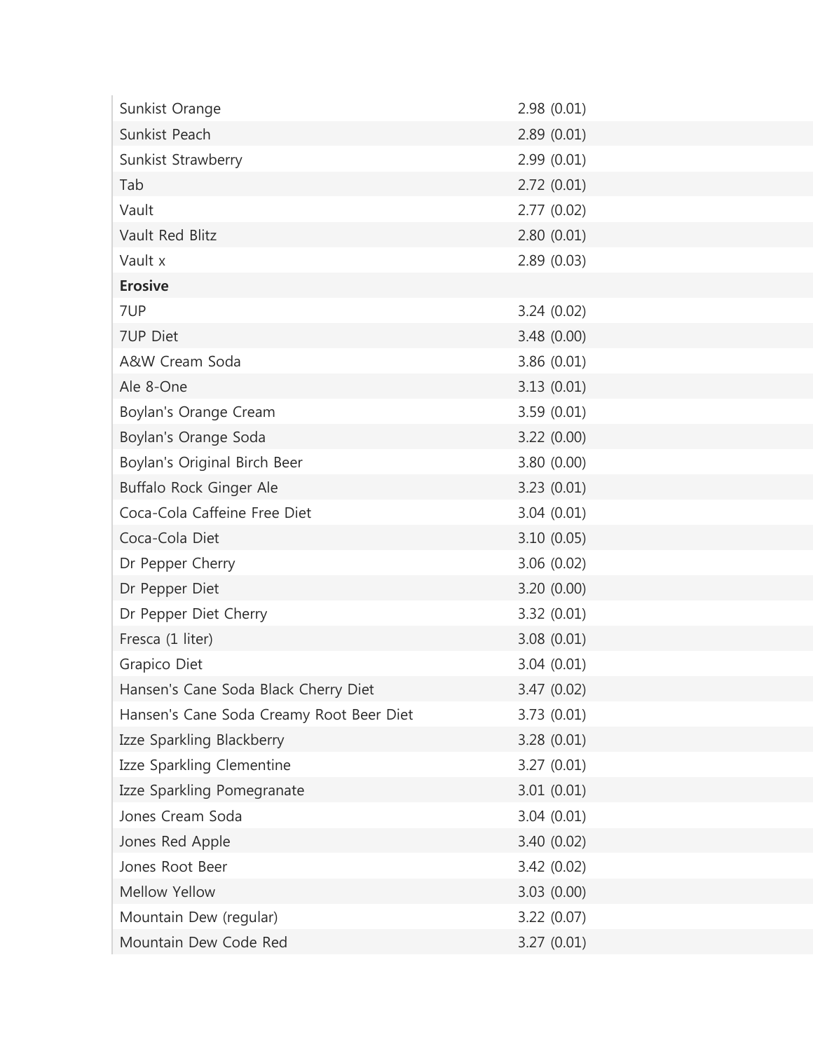| | |
|---|---|
| Sunkist Orange | 2.98 (0.01) |
| Sunkist Peach | 2.89 (0.01) |
| Sunkist Strawberry | 2.99 (0.01) |
| Tab | 2.72 (0.01) |
| Vault | 2.77 (0.02) |
| Vault Red Blitz | 2.80 (0.01) |
| Vault x | 2.89 (0.03) |
| **Erosive** | |
| 7UP | 3.24 (0.02) |
| 7UP Diet | 3.48 (0.00) |
| A&W Cream Soda | 3.86 (0.01) |
| Ale 8-One | 3.13 (0.01) |
| Boylan's Orange Cream | 3.59 (0.01) |
| Boylan's Orange Soda | 3.22 (0.00) |
| Boylan's Original Birch Beer | 3.80 (0.00) |
| Buffalo Rock Ginger Ale | 3.23 (0.01) |
| Coca-Cola Caffeine Free Diet | 3.04 (0.01) |
| Coca-Cola Diet | 3.10 (0.05) |
| Dr Pepper Cherry | 3.06 (0.02) |
| Dr Pepper Diet | 3.20 (0.00) |
| Dr Pepper Diet Cherry | 3.32 (0.01) |
| Fresca (1 liter) | 3.08 (0.01) |
| Grapico Diet | 3.04 (0.01) |
| Hansen's Cane Soda Black Cherry Diet | 3.47 (0.02) |
| Hansen's Cane Soda Creamy Root Beer Diet | 3.73 (0.01) |
| Izze Sparkling Blackberry | 3.28 (0.01) |
| Izze Sparkling Clementine | 3.27 (0.01) |
| Izze Sparkling Pomegranate | 3.01 (0.01) |
| Jones Cream Soda | 3.04 (0.01) |
| Jones Red Apple | 3.40 (0.02) |
| Jones Root Beer | 3.42 (0.02) |
| Mellow Yellow | 3.03 (0.00) |
| Mountain Dew (regular) | 3.22 (0.07) |
| Mountain Dew Code Red | 3.27 (0.01) |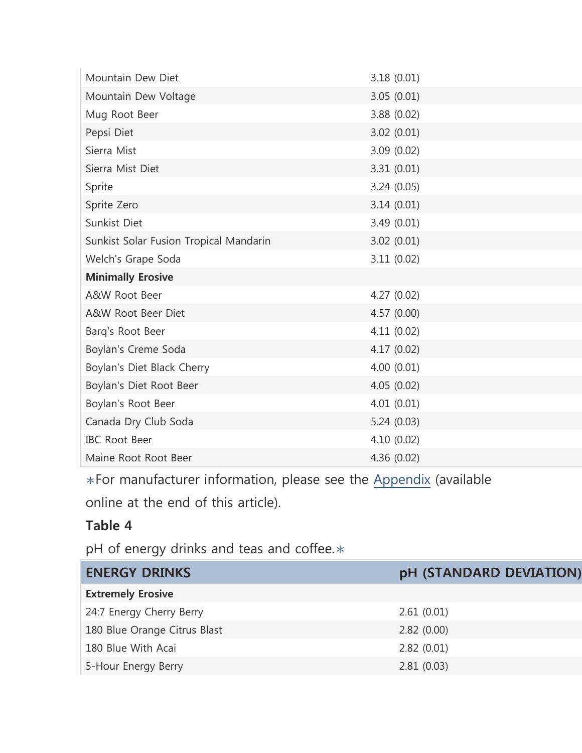| | |
|---|---|
| Mountain Dew Diet | 3.18 (0.01) |
| Mountain Dew Voltage | 3.05 (0.01) |
| Mug Root Beer | 3.88 (0.02) |
| Pepsi Diet | 3.02 (0.01) |
| Sierra Mist | 3.09 (0.02) |
| Sierra Mist Diet | 3.31 (0.01) |
| Sprite | 3.24 (0.05) |
| Sprite Zero | 3.14 (0.01) |
| Sunkist Diet | 3.49 (0.01) |
| Sunkist Solar Fusion Tropical Mandarin | 3.02 (0.01) |
| Welch's Grape Soda | 3.11 (0.02) |
| **Minimally Erosive** | |
| A&W Root Beer | 4.27 (0.02) |
| A&W Root Beer Diet | 4.57 (0.00) |
| Barq's Root Beer | 4.11 (0.02) |
| Boylan's Creme Soda | 4.17 (0.02) |
| Boylan's Diet Black Cherry | 4.00 (0.01) |
| Boylan's Diet Root Beer | 4.05 (0.02) |
| Boylan's Root Beer | 4.01 (0.01) |
| Canada Dry Club Soda | 5.24 (0.03) |
| IBC Root Beer | 4.10 (0.02) |
| Maine Root Root Beer | 4.36 (0.02) |

∗For manufacturer information, please see the Appendix (available online at the end of this article).

**Table 4**

pH of energy drinks and teas and coffee.∗

| ENERGY DRINKS | pH (STANDARD DEVIATION) |
|---|---|
| **Extremely Erosive** | |
| 24:7 Energy Cherry Berry | 2.61 (0.01) |
| 180 Blue Orange Citrus Blast | 2.82 (0.00) |
| 180 Blue With Acai | 2.82 (0.01) |
| 5-Hour Energy Berry | 2.81 (0.03) |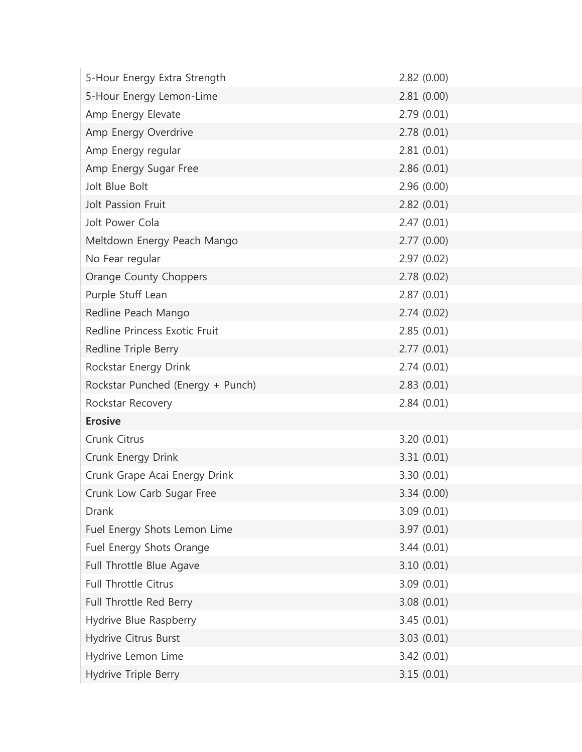| | |
|---|---|
| 5-Hour Energy Extra Strength | 2.82 (0.00) |
| 5-Hour Energy Lemon-Lime | 2.81 (0.00) |
| Amp Energy Elevate | 2.79 (0.01) |
| Amp Energy Overdrive | 2.78 (0.01) |
| Amp Energy regular | 2.81 (0.01) |
| Amp Energy Sugar Free | 2.86 (0.01) |
| Jolt Blue Bolt | 2.96 (0.00) |
| Jolt Passion Fruit | 2.82 (0.01) |
| Jolt Power Cola | 2.47 (0.01) |
| Meltdown Energy Peach Mango | 2.77 (0.00) |
| No Fear regular | 2.97 (0.02) |
| Orange County Choppers | 2.78 (0.02) |
| Purple Stuff Lean | 2.87 (0.01) |
| Redline Peach Mango | 2.74 (0.02) |
| Redline Princess Exotic Fruit | 2.85 (0.01) |
| Redline Triple Berry | 2.77 (0.01) |
| Rockstar Energy Drink | 2.74 (0.01) |
| Rockstar Punched (Energy + Punch) | 2.83 (0.01) |
| Rockstar Recovery | 2.84 (0.01) |
| **Erosive** | |
| Crunk Citrus | 3.20 (0.01) |
| Crunk Energy Drink | 3.31 (0.01) |
| Crunk Grape Acai Energy Drink | 3.30 (0.01) |
| Crunk Low Carb Sugar Free | 3.34 (0.00) |
| Drank | 3.09 (0.01) |
| Fuel Energy Shots Lemon Lime | 3.97 (0.01) |
| Fuel Energy Shots Orange | 3.44 (0.01) |
| Full Throttle Blue Agave | 3.10 (0.01) |
| Full Throttle Citrus | 3.09 (0.01) |
| Full Throttle Red Berry | 3.08 (0.01) |
| Hydrive Blue Raspberry | 3.45 (0.01) |
| Hydrive Citrus Burst | 3.03 (0.01) |
| Hydrive Lemon Lime | 3.42 (0.01) |
| Hydrive Triple Berry | 3.15 (0.01) |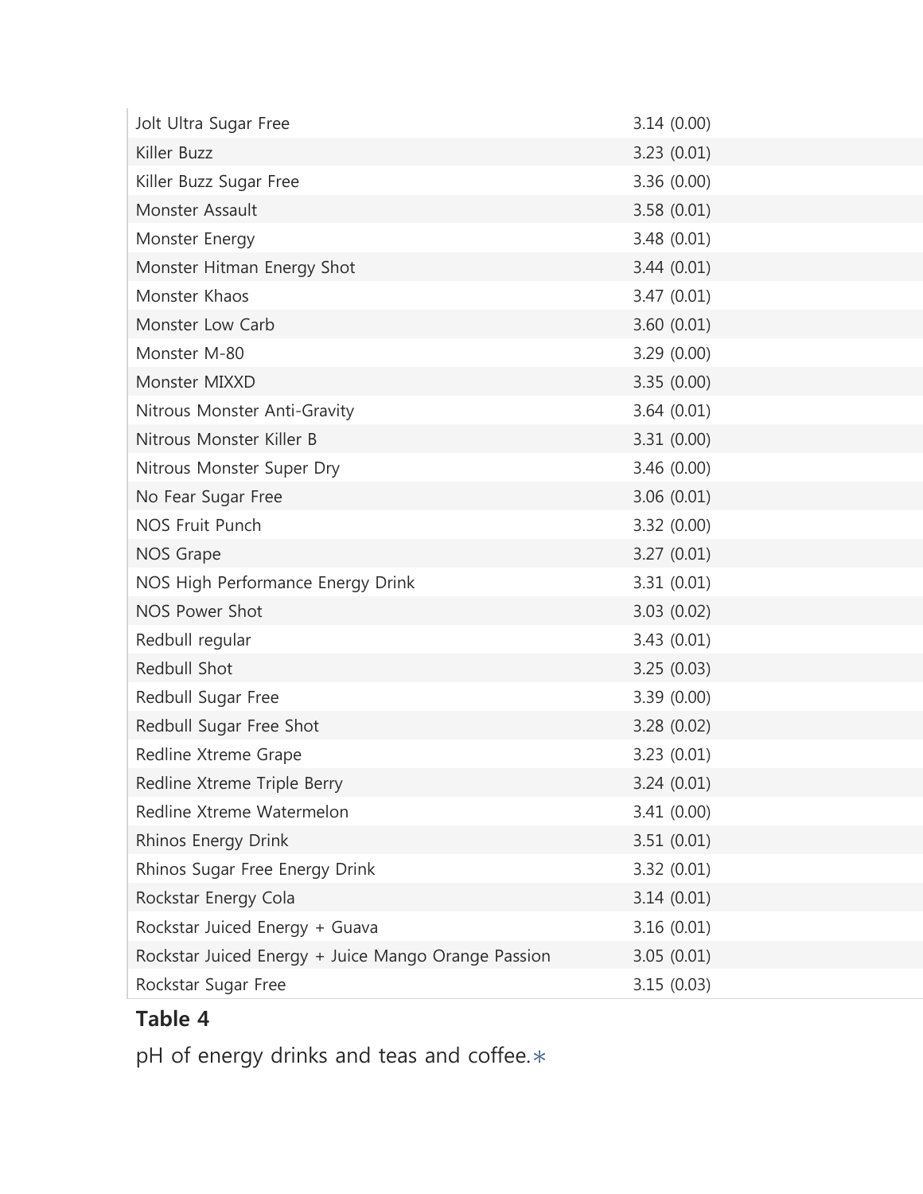| | |
|---|---|
| Jolt Ultra Sugar Free | 3.14 (0.00) |
| Killer Buzz | 3.23 (0.01) |
| Killer Buzz Sugar Free | 3.36 (0.00) |
| Monster Assault | 3.58 (0.01) |
| Monster Energy | 3.48 (0.01) |
| Monster Hitman Energy Shot | 3.44 (0.01) |
| Monster Khaos | 3.47 (0.01) |
| Monster Low Carb | 3.60 (0.01) |
| Monster M-80 | 3.29 (0.00) |
| Monster MIXXD | 3.35 (0.00) |
| Nitrous Monster Anti-Gravity | 3.64 (0.01) |
| Nitrous Monster Killer B | 3.31 (0.00) |
| Nitrous Monster Super Dry | 3.46 (0.00) |
| No Fear Sugar Free | 3.06 (0.01) |
| NOS Fruit Punch | 3.32 (0.00) |
| NOS Grape | 3.27 (0.01) |
| NOS High Performance Energy Drink | 3.31 (0.01) |
| NOS Power Shot | 3.03 (0.02) |
| Redbull regular | 3.43 (0.01) |
| Redbull Shot | 3.25 (0.03) |
| Redbull Sugar Free | 3.39 (0.00) |
| Redbull Sugar Free Shot | 3.28 (0.02) |
| Redline Xtreme Grape | 3.23 (0.01) |
| Redline Xtreme Triple Berry | 3.24 (0.01) |
| Redline Xtreme Watermelon | 3.41 (0.00) |
| Rhinos Energy Drink | 3.51 (0.01) |
| Rhinos Sugar Free Energy Drink | 3.32 (0.01) |
| Rockstar Energy Cola | 3.14 (0.01) |
| Rockstar Juiced Energy + Guava | 3.16 (0.01) |
| Rockstar Juiced Energy + Juice Mango Orange Passion | 3.05 (0.01) |
| Rockstar Sugar Free | 3.15 (0.03) |

**Table 4**

pH of energy drinks and teas and coffee.*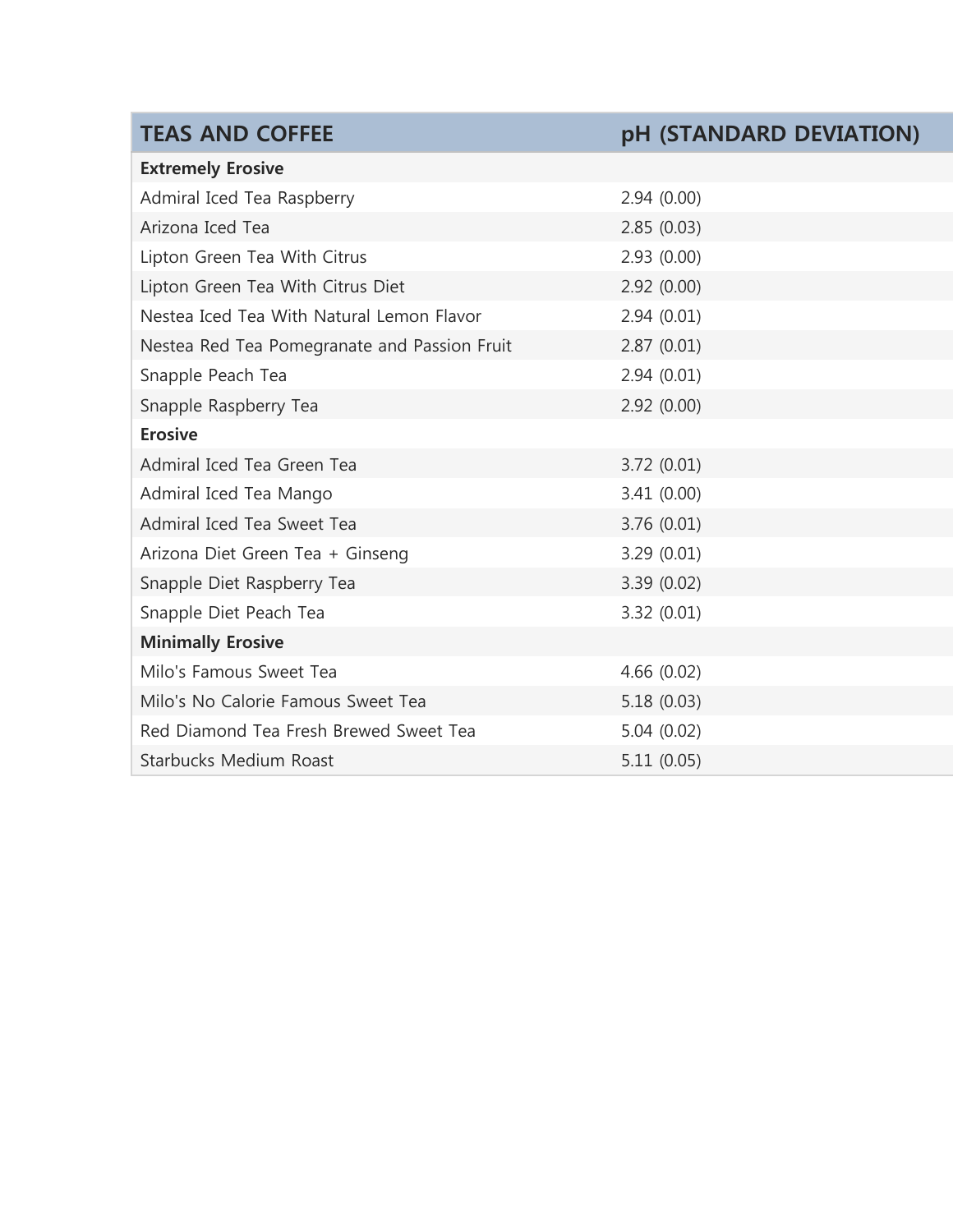| TEAS AND COFFEE | pH (STANDARD DEVIATION) |
|---|---|
| **Extremely Erosive** | |
| Admiral Iced Tea Raspberry | 2.94 (0.00) |
| Arizona Iced Tea | 2.85 (0.03) |
| Lipton Green Tea With Citrus | 2.93 (0.00) |
| Lipton Green Tea With Citrus Diet | 2.92 (0.00) |
| Nestea Iced Tea With Natural Lemon Flavor | 2.94 (0.01) |
| Nestea Red Tea Pomegranate and Passion Fruit | 2.87 (0.01) |
| Snapple Peach Tea | 2.94 (0.01) |
| Snapple Raspberry Tea | 2.92 (0.00) |
| **Erosive** | |
| Admiral Iced Tea Green Tea | 3.72 (0.01) |
| Admiral Iced Tea Mango | 3.41 (0.00) |
| Admiral Iced Tea Sweet Tea | 3.76 (0.01) |
| Arizona Diet Green Tea + Ginseng | 3.29 (0.01) |
| Snapple Diet Raspberry Tea | 3.39 (0.02) |
| Snapple Diet Peach Tea | 3.32 (0.01) |
| **Minimally Erosive** | |
| Milo's Famous Sweet Tea | 4.66 (0.02) |
| Milo's No Calorie Famous Sweet Tea | 5.18 (0.03) |
| Red Diamond Tea Fresh Brewed Sweet Tea | 5.04 (0.02) |
| Starbucks Medium Roast | 5.11 (0.05) |